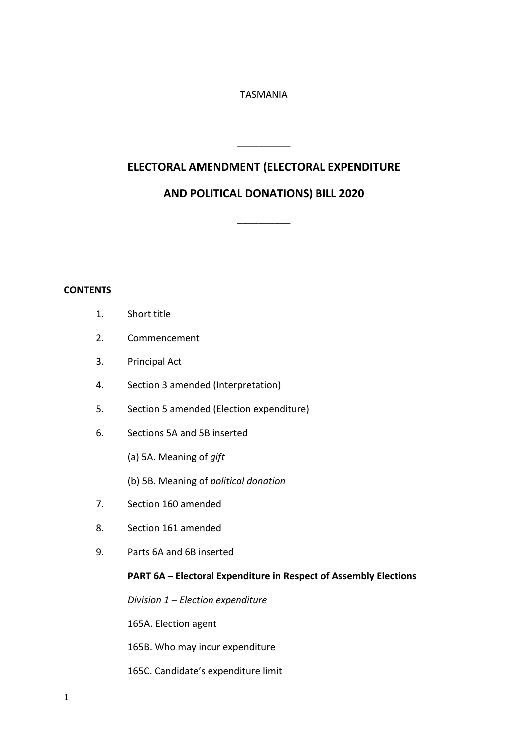TASMANIA

\_\_\_\_\_\_\_\_\_\_

# ELECTORAL AMENDMENT (ELECTORAL EXPENDITURE AND POLITICAL DONATIONS) BILL 2020

\_\_\_\_\_\_\_\_\_\_

**CONTENTS**

1. Short title
2. Commencement
3. Principal Act
4. Section 3 amended (Interpretation)
5. Section 5 amended (Election expenditure)
6. Sections 5A and 5B inserted

   (a) 5A. Meaning of *gift*

   (b) 5B. Meaning of *political donation*
7. Section 160 amended
8. Section 161 amended
9. Parts 6A and 6B inserted

   **PART 6A – Electoral Expenditure in Respect of Assembly Elections**

   *Division 1 – Election expenditure*

   165A. Election agent

   165B. Who may incur expenditure

   165C. Candidate's expenditure limit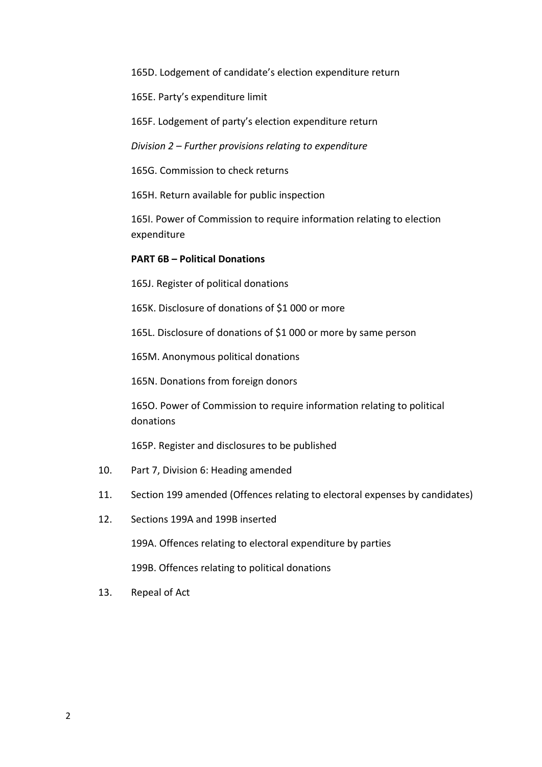165D. Lodgement of candidate's election expenditure return

165E. Party's expenditure limit

165F. Lodgement of party's election expenditure return

*Division 2 – Further provisions relating to expenditure*

165G. Commission to check returns

165H. Return available for public inspection

165I. Power of Commission to require information relating to election expenditure

**PART 6B – Political Donations**

165J. Register of political donations

165K. Disclosure of donations of $1 000 or more

165L. Disclosure of donations of $1 000 or more by same person

165M. Anonymous political donations

165N. Donations from foreign donors

165O. Power of Commission to require information relating to political donations

165P. Register and disclosures to be published

10. Part 7, Division 6: Heading amended

11. Section 199 amended (Offences relating to electoral expenses by candidates)

12. Sections 199A and 199B inserted

    199A. Offences relating to electoral expenditure by parties

    199B. Offences relating to political donations

13. Repeal of Act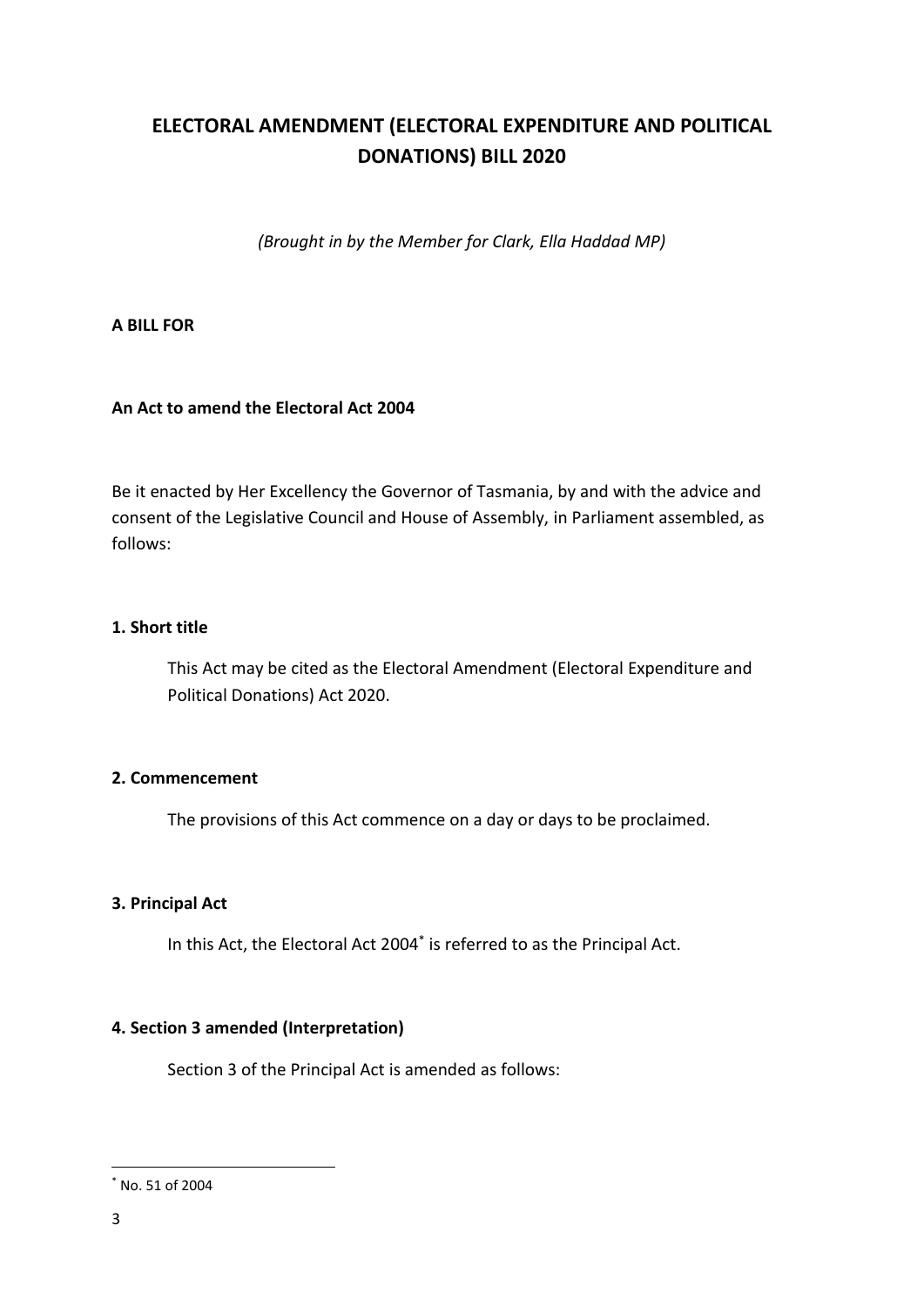# ELECTORAL AMENDMENT (ELECTORAL EXPENDITURE AND POLITICAL DONATIONS) BILL 2020

*(Brought in by the Member for Clark, Ella Haddad MP)*

**A BILL FOR**

**An Act to amend the Electoral Act 2004**

Be it enacted by Her Excellency the Governor of Tasmania, by and with the advice and consent of the Legislative Council and House of Assembly, in Parliament assembled, as follows:

**1. Short title**

This Act may be cited as the Electoral Amendment (Electoral Expenditure and Political Donations) Act 2020.

**2. Commencement**

The provisions of this Act commence on a day or days to be proclaimed.

**3. Principal Act**

In this Act, the Electoral Act 2004[*] is referred to as the Principal Act.

**4. Section 3 amended (Interpretation)**

Section 3 of the Principal Act is amended as follows:

[*] No. 51 of 2004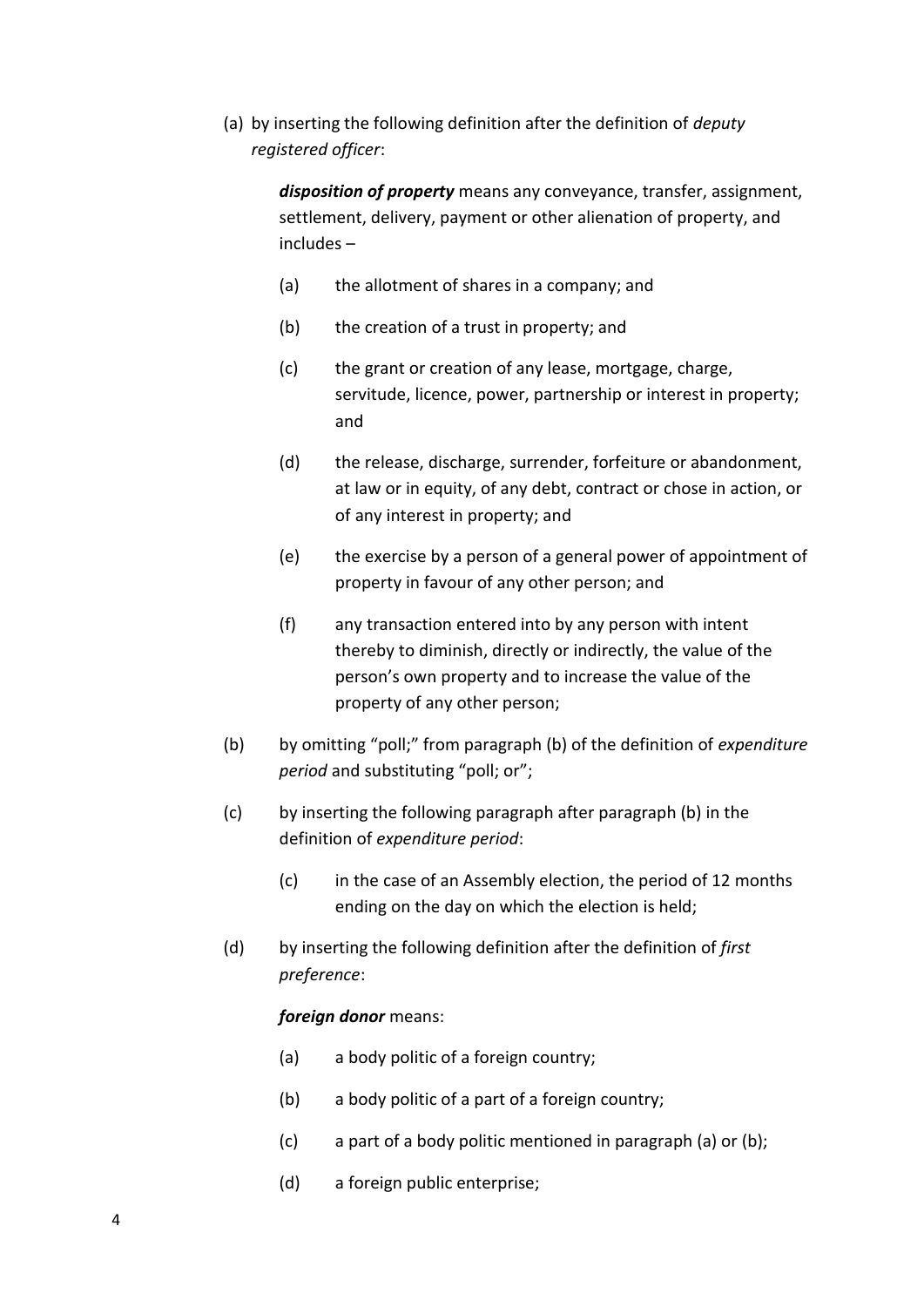(a) by inserting the following definition after the definition of *deputy registered officer*:

> ***disposition of property*** means any conveyance, transfer, assignment, settlement, delivery, payment or other alienation of property, and includes –
>
> (a) the allotment of shares in a company; and
>
> (b) the creation of a trust in property; and
>
> (c) the grant or creation of any lease, mortgage, charge, servitude, licence, power, partnership or interest in property; and
>
> (d) the release, discharge, surrender, forfeiture or abandonment, at law or in equity, of any debt, contract or chose in action, or of any interest in property; and
>
> (e) the exercise by a person of a general power of appointment of property in favour of any other person; and
>
> (f) any transaction entered into by any person with intent thereby to diminish, directly or indirectly, the value of the person's own property and to increase the value of the property of any other person;

(b) by omitting "poll;" from paragraph (b) of the definition of *expenditure period* and substituting "poll; or";

(c) by inserting the following paragraph after paragraph (b) in the definition of *expenditure period*:

> (c) in the case of an Assembly election, the period of 12 months ending on the day on which the election is held;

(d) by inserting the following definition after the definition of *first preference*:

> ***foreign donor*** means:
>
> (a) a body politic of a foreign country;
>
> (b) a body politic of a part of a foreign country;
>
> (c) a part of a body politic mentioned in paragraph (a) or (b);
>
> (d) a foreign public enterprise;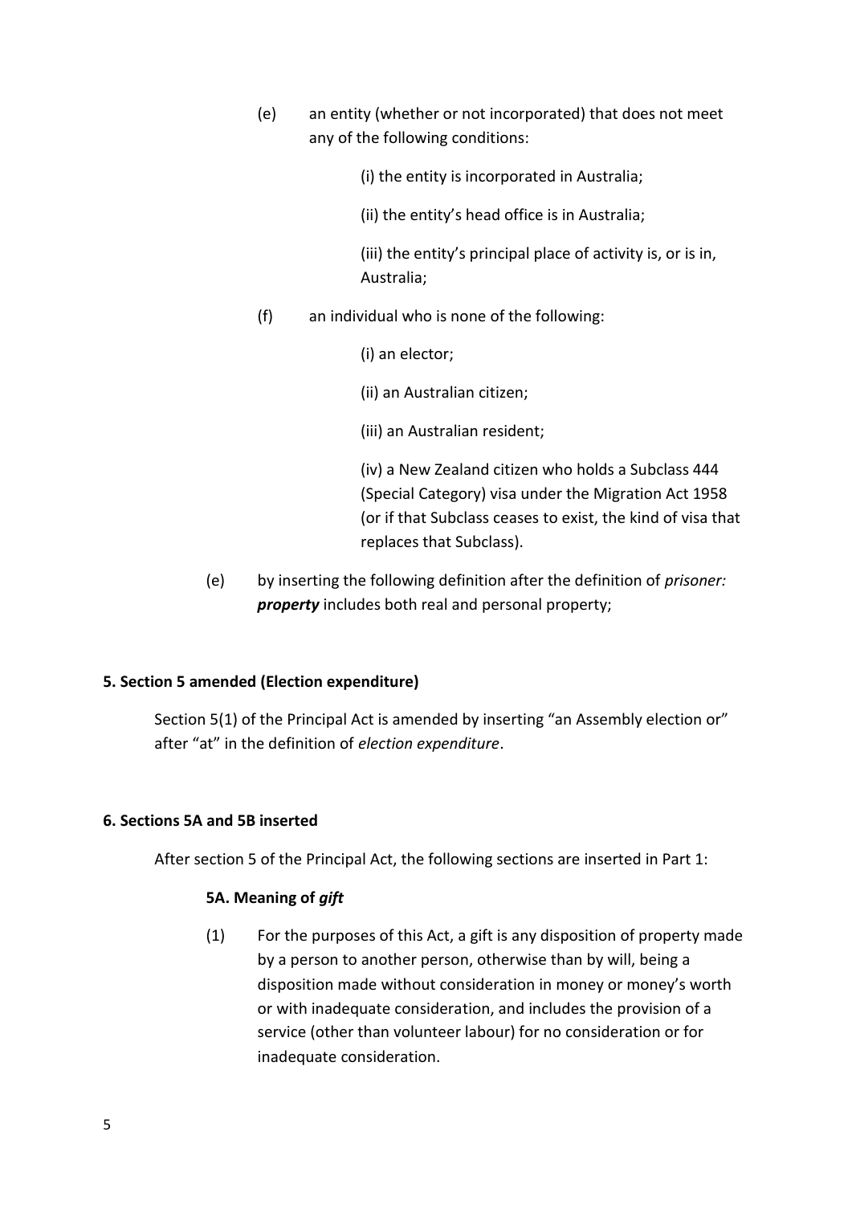(e) an entity (whether or not incorporated) that does not meet any of the following conditions:

(i) the entity is incorporated in Australia;

(ii) the entity's head office is in Australia;

(iii) the entity's principal place of activity is, or is in, Australia;

(f) an individual who is none of the following:

(i) an elector;

(ii) an Australian citizen;

(iii) an Australian resident;

(iv) a New Zealand citizen who holds a Subclass 444 (Special Category) visa under the Migration Act 1958 (or if that Subclass ceases to exist, the kind of visa that replaces that Subclass).

(e) by inserting the following definition after the definition of *prisoner:*
***property*** includes both real and personal property;

**5. Section 5 amended (Election expenditure)**

Section 5(1) of the Principal Act is amended by inserting "an Assembly election or" after "at" in the definition of *election expenditure*.

**6. Sections 5A and 5B inserted**

After section 5 of the Principal Act, the following sections are inserted in Part 1:

**5A. Meaning of *gift***

(1) For the purposes of this Act, a gift is any disposition of property made by a person to another person, otherwise than by will, being a disposition made without consideration in money or money's worth or with inadequate consideration, and includes the provision of a service (other than volunteer labour) for no consideration or for inadequate consideration.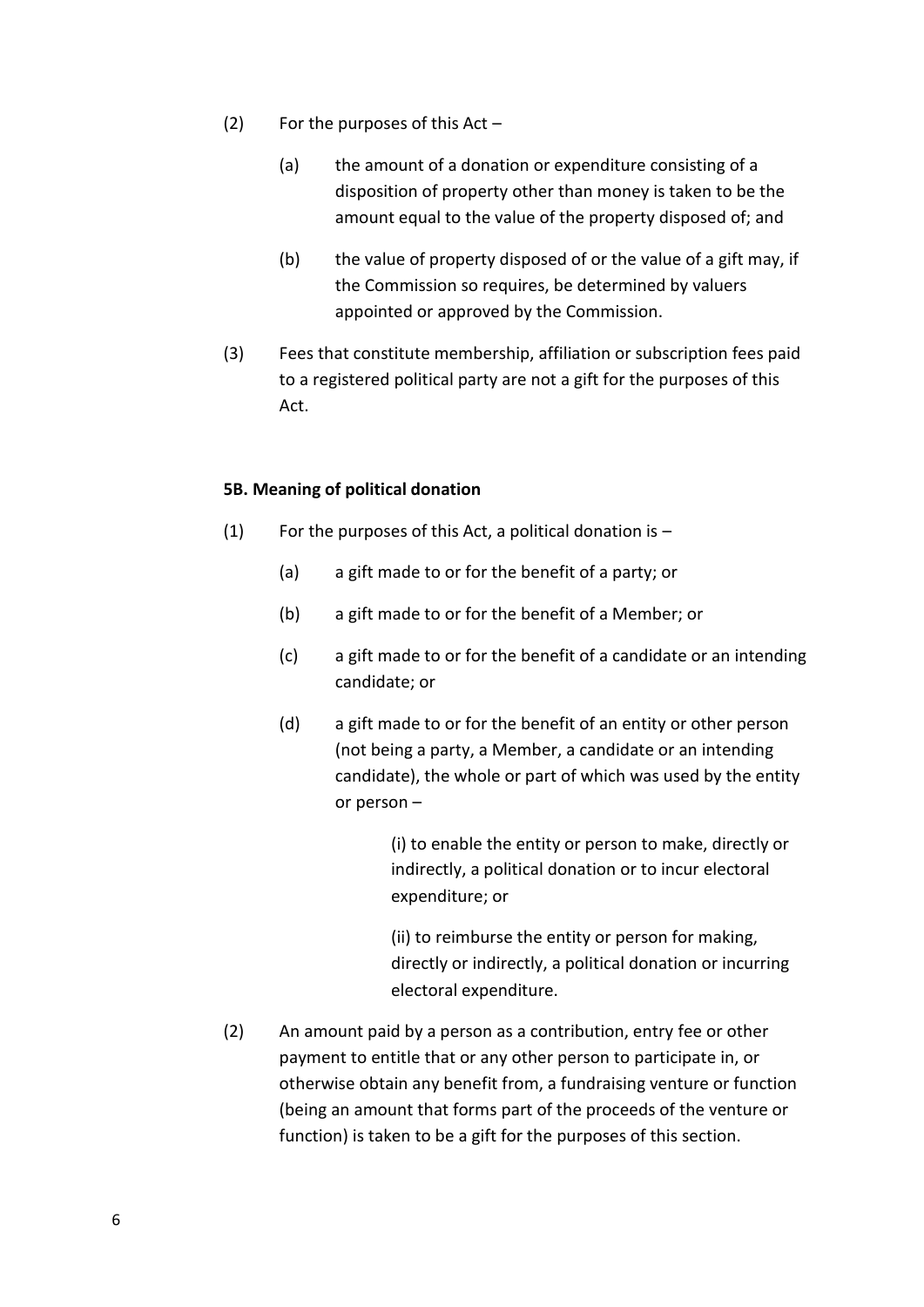(2) For the purposes of this Act –

(a) the amount of a donation or expenditure consisting of a disposition of property other than money is taken to be the amount equal to the value of the property disposed of; and

(b) the value of property disposed of or the value of a gift may, if the Commission so requires, be determined by valuers appointed or approved by the Commission.

(3) Fees that constitute membership, affiliation or subscription fees paid to a registered political party are not a gift for the purposes of this Act.

**5B. Meaning of political donation**

(1) For the purposes of this Act, a political donation is –

(a) a gift made to or for the benefit of a party; or

(b) a gift made to or for the benefit of a Member; or

(c) a gift made to or for the benefit of a candidate or an intending candidate; or

(d) a gift made to or for the benefit of an entity or other person (not being a party, a Member, a candidate or an intending candidate), the whole or part of which was used by the entity or person –

(i) to enable the entity or person to make, directly or indirectly, a political donation or to incur electoral expenditure; or

(ii) to reimburse the entity or person for making, directly or indirectly, a political donation or incurring electoral expenditure.

(2) An amount paid by a person as a contribution, entry fee or other payment to entitle that or any other person to participate in, or otherwise obtain any benefit from, a fundraising venture or function (being an amount that forms part of the proceeds of the venture or function) is taken to be a gift for the purposes of this section.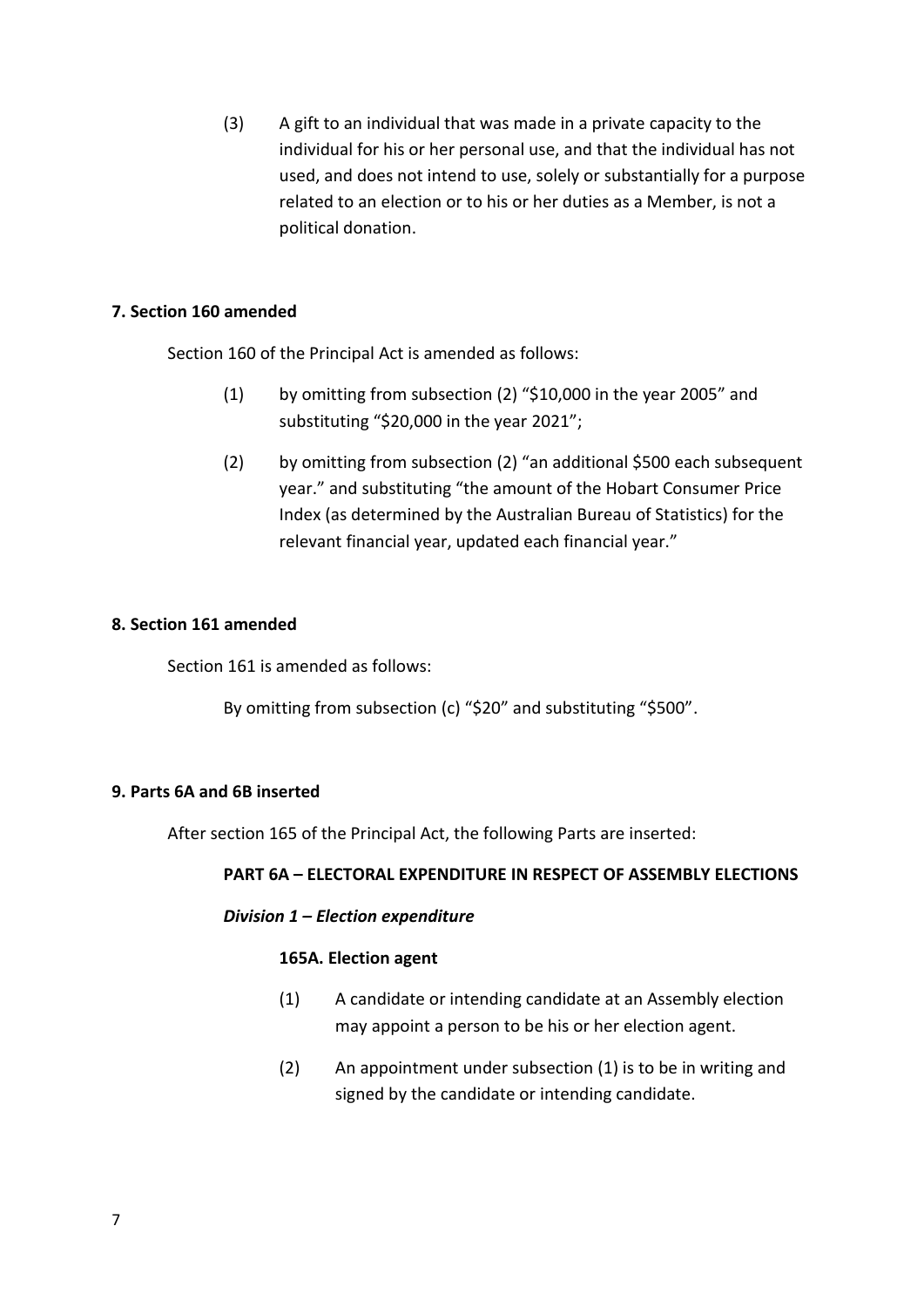(3) A gift to an individual that was made in a private capacity to the individual for his or her personal use, and that the individual has not used, and does not intend to use, solely or substantially for a purpose related to an election or to his or her duties as a Member, is not a political donation.

**7. Section 160 amended**

Section 160 of the Principal Act is amended as follows:

(1) by omitting from subsection (2) "$10,000 in the year 2005" and substituting "$20,000 in the year 2021";

(2) by omitting from subsection (2) "an additional $500 each subsequent year." and substituting "the amount of the Hobart Consumer Price Index (as determined by the Australian Bureau of Statistics) for the relevant financial year, updated each financial year."

**8. Section 161 amended**

Section 161 is amended as follows:

By omitting from subsection (c) "$20" and substituting "$500".

**9. Parts 6A and 6B inserted**

After section 165 of the Principal Act, the following Parts are inserted:

**PART 6A – ELECTORAL EXPENDITURE IN RESPECT OF ASSEMBLY ELECTIONS**

***Division 1 – Election expenditure***

**165A. Election agent**

(1) A candidate or intending candidate at an Assembly election may appoint a person to be his or her election agent.

(2) An appointment under subsection (1) is to be in writing and signed by the candidate or intending candidate.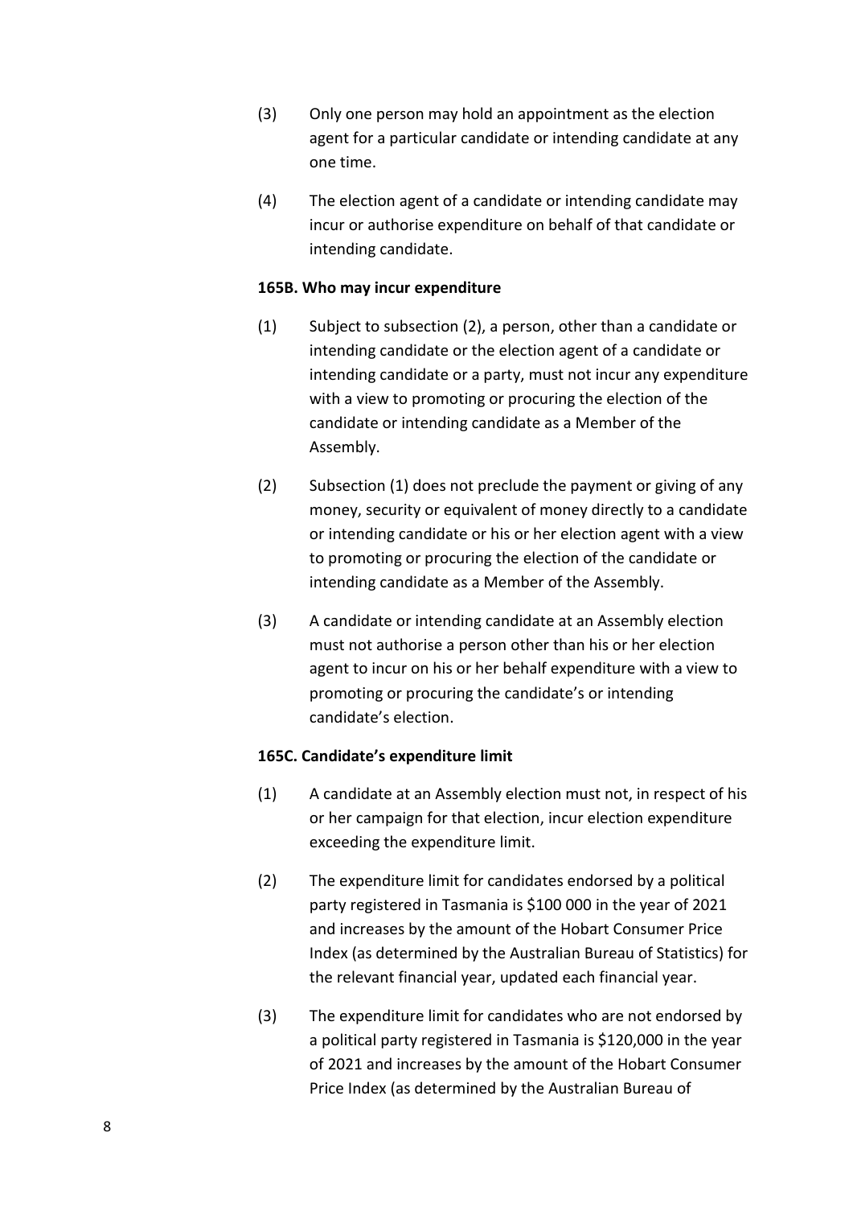(3) Only one person may hold an appointment as the election agent for a particular candidate or intending candidate at any one time.

(4) The election agent of a candidate or intending candidate may incur or authorise expenditure on behalf of that candidate or intending candidate.

**165B. Who may incur expenditure**

(1) Subject to subsection (2), a person, other than a candidate or intending candidate or the election agent of a candidate or intending candidate or a party, must not incur any expenditure with a view to promoting or procuring the election of the candidate or intending candidate as a Member of the Assembly.

(2) Subsection (1) does not preclude the payment or giving of any money, security or equivalent of money directly to a candidate or intending candidate or his or her election agent with a view to promoting or procuring the election of the candidate or intending candidate as a Member of the Assembly.

(3) A candidate or intending candidate at an Assembly election must not authorise a person other than his or her election agent to incur on his or her behalf expenditure with a view to promoting or procuring the candidate's or intending candidate's election.

**165C. Candidate's expenditure limit**

(1) A candidate at an Assembly election must not, in respect of his or her campaign for that election, incur election expenditure exceeding the expenditure limit.

(2) The expenditure limit for candidates endorsed by a political party registered in Tasmania is $100 000 in the year of 2021 and increases by the amount of the Hobart Consumer Price Index (as determined by the Australian Bureau of Statistics) for the relevant financial year, updated each financial year.

(3) The expenditure limit for candidates who are not endorsed by a political party registered in Tasmania is $120,000 in the year of 2021 and increases by the amount of the Hobart Consumer Price Index (as determined by the Australian Bureau of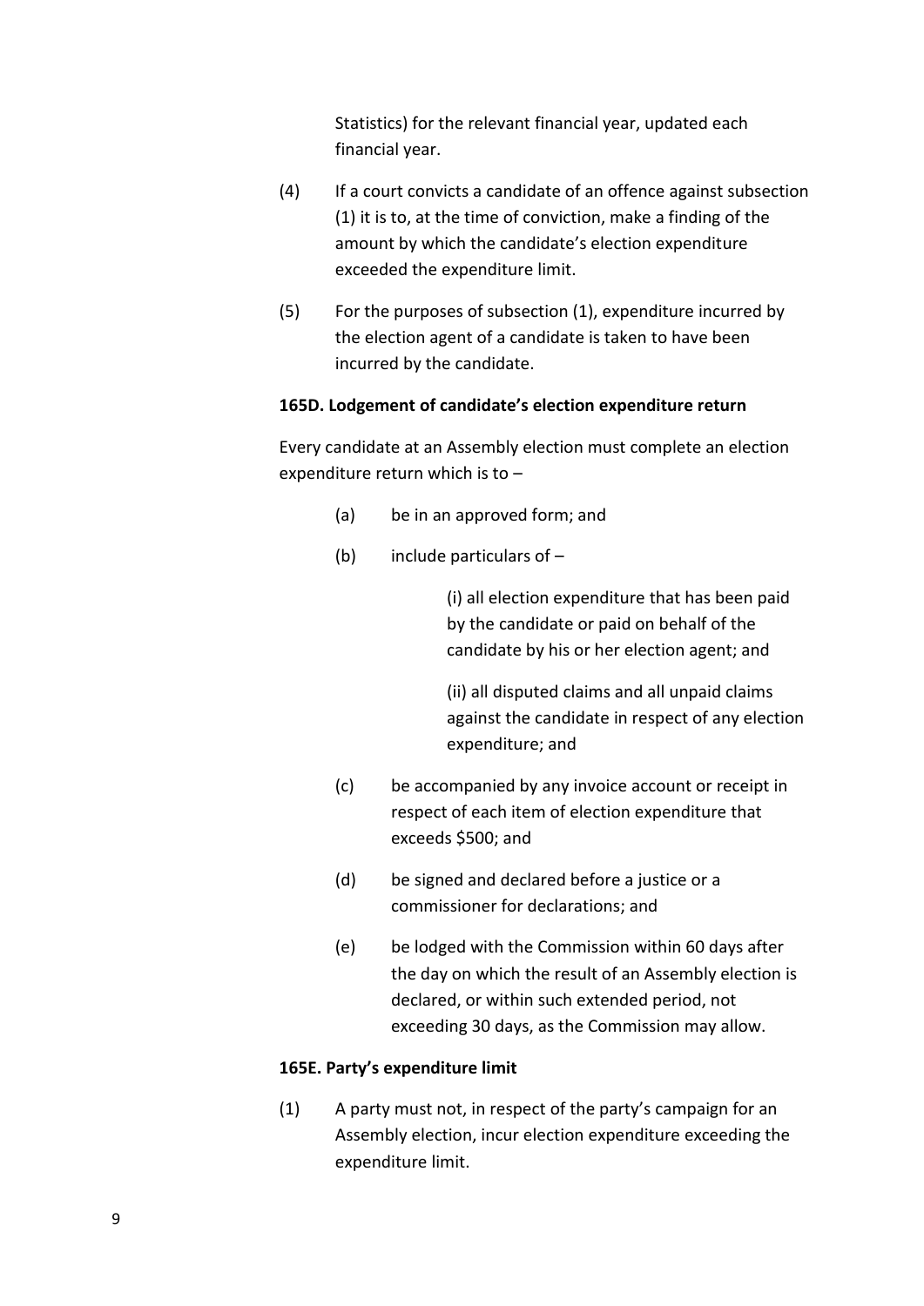Statistics) for the relevant financial year, updated each financial year.

(4) If a court convicts a candidate of an offence against subsection (1) it is to, at the time of conviction, make a finding of the amount by which the candidate's election expenditure exceeded the expenditure limit.

(5) For the purposes of subsection (1), expenditure incurred by the election agent of a candidate is taken to have been incurred by the candidate.

**165D. Lodgement of candidate's election expenditure return**

Every candidate at an Assembly election must complete an election expenditure return which is to –

(a) be in an approved form; and

(b) include particulars of –

(i) all election expenditure that has been paid by the candidate or paid on behalf of the candidate by his or her election agent; and

(ii) all disputed claims and all unpaid claims against the candidate in respect of any election expenditure; and

(c) be accompanied by any invoice account or receipt in respect of each item of election expenditure that exceeds $500; and

(d) be signed and declared before a justice or a commissioner for declarations; and

(e) be lodged with the Commission within 60 days after the day on which the result of an Assembly election is declared, or within such extended period, not exceeding 30 days, as the Commission may allow.

**165E. Party's expenditure limit**

(1) A party must not, in respect of the party's campaign for an Assembly election, incur election expenditure exceeding the expenditure limit.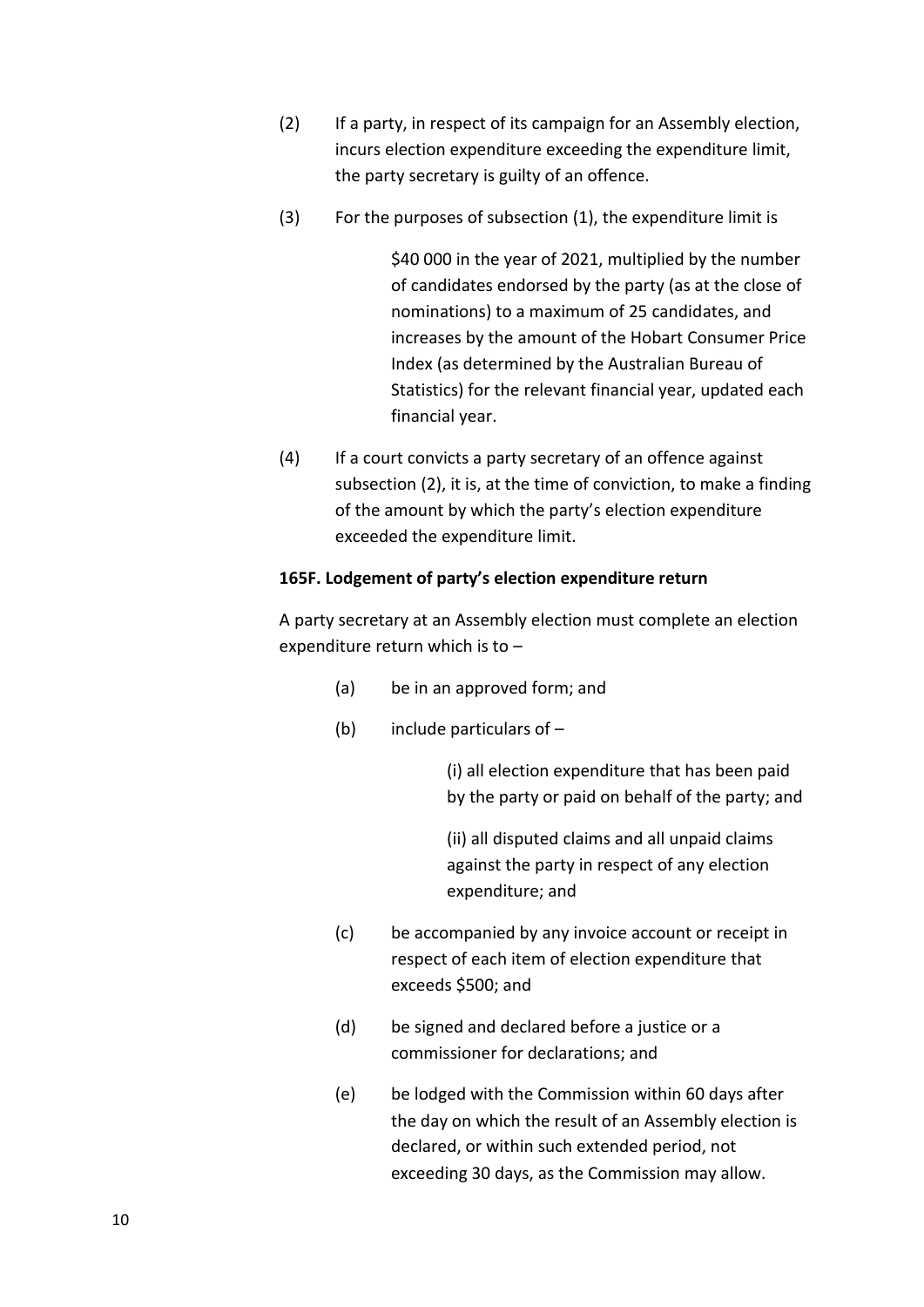(2) If a party, in respect of its campaign for an Assembly election, incurs election expenditure exceeding the expenditure limit, the party secretary is guilty of an offence.

(3) For the purposes of subsection (1), the expenditure limit is

> \$40 000 in the year of 2021, multiplied by the number of candidates endorsed by the party (as at the close of nominations) to a maximum of 25 candidates, and increases by the amount of the Hobart Consumer Price Index (as determined by the Australian Bureau of Statistics) for the relevant financial year, updated each financial year.

(4) If a court convicts a party secretary of an offence against subsection (2), it is, at the time of conviction, to make a finding of the amount by which the party's election expenditure exceeded the expenditure limit.

**165F. Lodgement of party's election expenditure return**

A party secretary at an Assembly election must complete an election expenditure return which is to –

- (a) be in an approved form; and
- (b) include particulars of –
  - (i) all election expenditure that has been paid by the party or paid on behalf of the party; and
  - (ii) all disputed claims and all unpaid claims against the party in respect of any election expenditure; and
- (c) be accompanied by any invoice account or receipt in respect of each item of election expenditure that exceeds \$500; and
- (d) be signed and declared before a justice or a commissioner for declarations; and
- (e) be lodged with the Commission within 60 days after the day on which the result of an Assembly election is declared, or within such extended period, not exceeding 30 days, as the Commission may allow.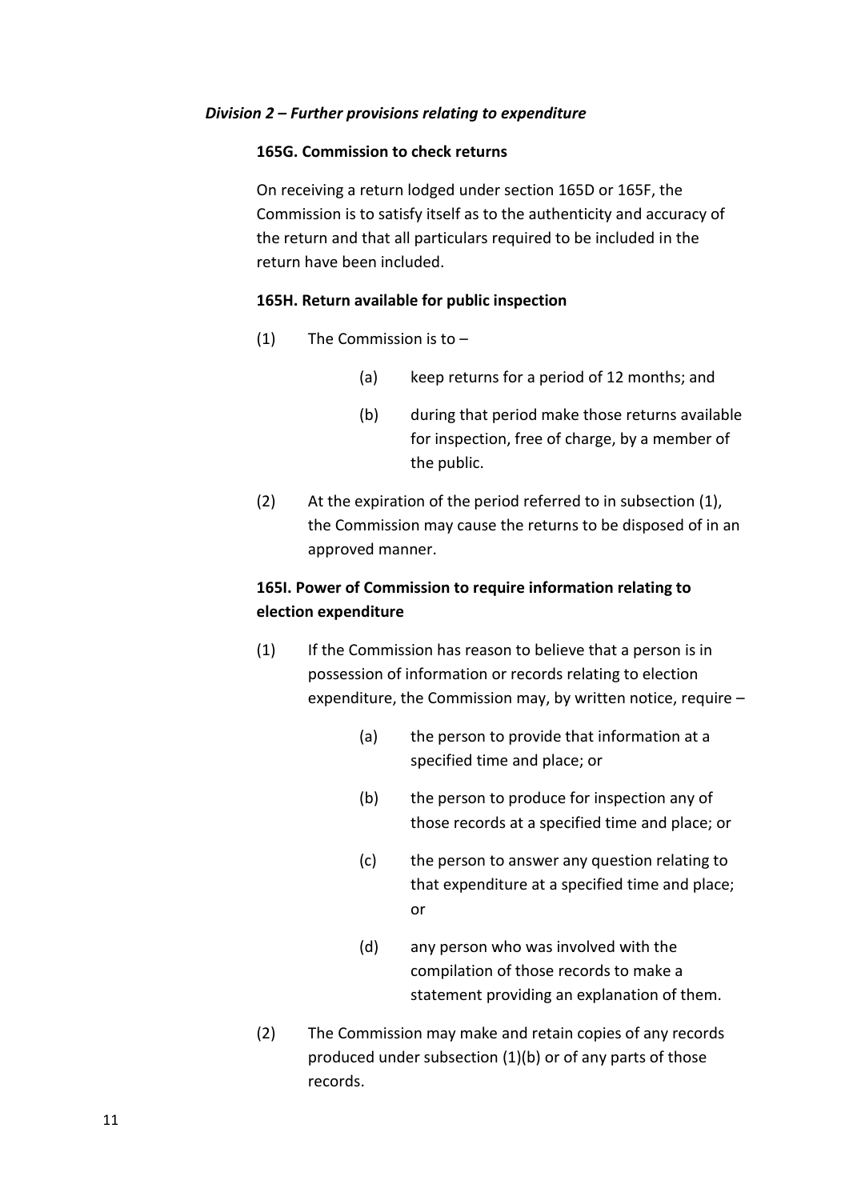***Division 2 – Further provisions relating to expenditure***

**165G. Commission to check returns**

On receiving a return lodged under section 165D or 165F, the Commission is to satisfy itself as to the authenticity and accuracy of the return and that all particulars required to be included in the return have been included.

**165H. Return available for public inspection**

(1) The Commission is to –

(a) keep returns for a period of 12 months; and

(b) during that period make those returns available for inspection, free of charge, by a member of the public.

(2) At the expiration of the period referred to in subsection (1), the Commission may cause the returns to be disposed of in an approved manner.

**165I. Power of Commission to require information relating to election expenditure**

(1) If the Commission has reason to believe that a person is in possession of information or records relating to election expenditure, the Commission may, by written notice, require –

(a) the person to provide that information at a specified time and place; or

(b) the person to produce for inspection any of those records at a specified time and place; or

(c) the person to answer any question relating to that expenditure at a specified time and place; or

(d) any person who was involved with the compilation of those records to make a statement providing an explanation of them.

(2) The Commission may make and retain copies of any records produced under subsection (1)(b) or of any parts of those records.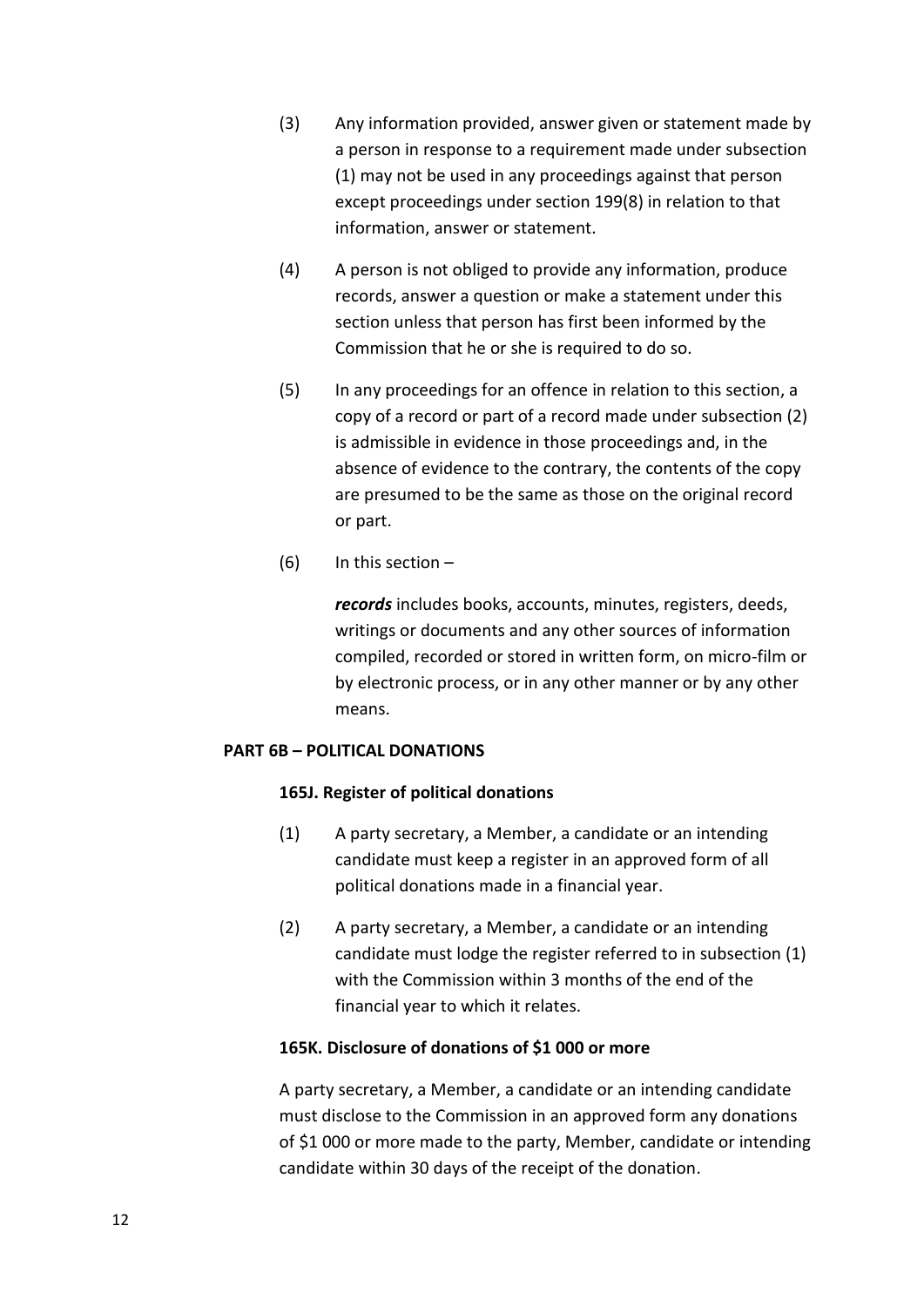(3) Any information provided, answer given or statement made by a person in response to a requirement made under subsection (1) may not be used in any proceedings against that person except proceedings under section 199(8) in relation to that information, answer or statement.

(4) A person is not obliged to provide any information, produce records, answer a question or make a statement under this section unless that person has first been informed by the Commission that he or she is required to do so.

(5) In any proceedings for an offence in relation to this section, a copy of a record or part of a record made under subsection (2) is admissible in evidence in those proceedings and, in the absence of evidence to the contrary, the contents of the copy are presumed to be the same as those on the original record or part.

(6) In this section –

***records*** includes books, accounts, minutes, registers, deeds, writings or documents and any other sources of information compiled, recorded or stored in written form, on micro-film or by electronic process, or in any other manner or by any other means.

## PART 6B – POLITICAL DONATIONS

### 165J. Register of political donations

(1) A party secretary, a Member, a candidate or an intending candidate must keep a register in an approved form of all political donations made in a financial year.

(2) A party secretary, a Member, a candidate or an intending candidate must lodge the register referred to in subsection (1) with the Commission within 3 months of the end of the financial year to which it relates.

### 165K. Disclosure of donations of $1 000 or more

A party secretary, a Member, a candidate or an intending candidate must disclose to the Commission in an approved form any donations of $1 000 or more made to the party, Member, candidate or intending candidate within 30 days of the receipt of the donation.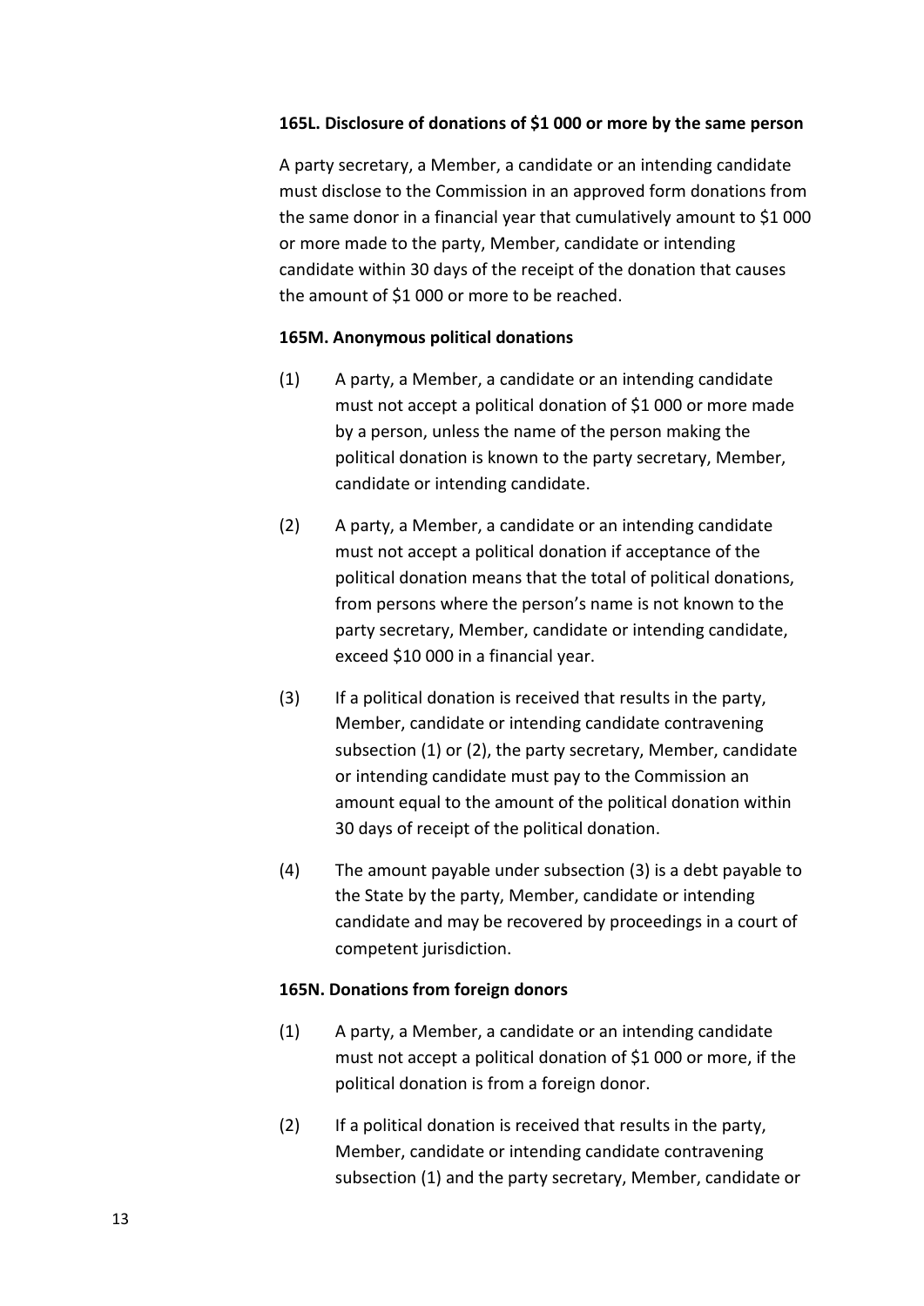**165L. Disclosure of donations of $1 000 or more by the same person**

A party secretary, a Member, a candidate or an intending candidate must disclose to the Commission in an approved form donations from the same donor in a financial year that cumulatively amount to $1 000 or more made to the party, Member, candidate or intending candidate within 30 days of the receipt of the donation that causes the amount of $1 000 or more to be reached.

**165M. Anonymous political donations**

(1) A party, a Member, a candidate or an intending candidate must not accept a political donation of $1 000 or more made by a person, unless the name of the person making the political donation is known to the party secretary, Member, candidate or intending candidate.

(2) A party, a Member, a candidate or an intending candidate must not accept a political donation if acceptance of the political donation means that the total of political donations, from persons where the person's name is not known to the party secretary, Member, candidate or intending candidate, exceed $10 000 in a financial year.

(3) If a political donation is received that results in the party, Member, candidate or intending candidate contravening subsection (1) or (2), the party secretary, Member, candidate or intending candidate must pay to the Commission an amount equal to the amount of the political donation within 30 days of receipt of the political donation.

(4) The amount payable under subsection (3) is a debt payable to the State by the party, Member, candidate or intending candidate and may be recovered by proceedings in a court of competent jurisdiction.

**165N. Donations from foreign donors**

(1) A party, a Member, a candidate or an intending candidate must not accept a political donation of $1 000 or more, if the political donation is from a foreign donor.

(2) If a political donation is received that results in the party, Member, candidate or intending candidate contravening subsection (1) and the party secretary, Member, candidate or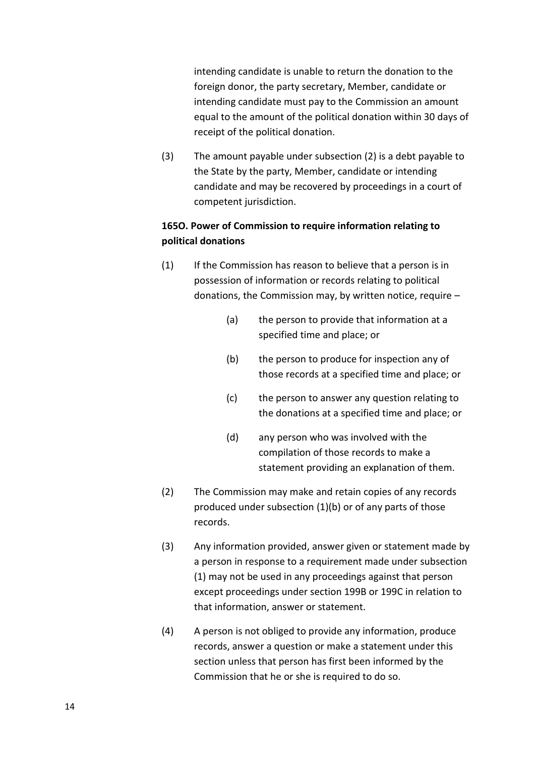intending candidate is unable to return the donation to the foreign donor, the party secretary, Member, candidate or intending candidate must pay to the Commission an amount equal to the amount of the political donation within 30 days of receipt of the political donation.

(3) The amount payable under subsection (2) is a debt payable to the State by the party, Member, candidate or intending candidate and may be recovered by proceedings in a court of competent jurisdiction.

**165O. Power of Commission to require information relating to political donations**

(1) If the Commission has reason to believe that a person is in possession of information or records relating to political donations, the Commission may, by written notice, require –

> (a) the person to provide that information at a specified time and place; or
>
> (b) the person to produce for inspection any of those records at a specified time and place; or
>
> (c) the person to answer any question relating to the donations at a specified time and place; or
>
> (d) any person who was involved with the compilation of those records to make a statement providing an explanation of them.

(2) The Commission may make and retain copies of any records produced under subsection (1)(b) or of any parts of those records.

(3) Any information provided, answer given or statement made by a person in response to a requirement made under subsection (1) may not be used in any proceedings against that person except proceedings under section 199B or 199C in relation to that information, answer or statement.

(4) A person is not obliged to provide any information, produce records, answer a question or make a statement under this section unless that person has first been informed by the Commission that he or she is required to do so.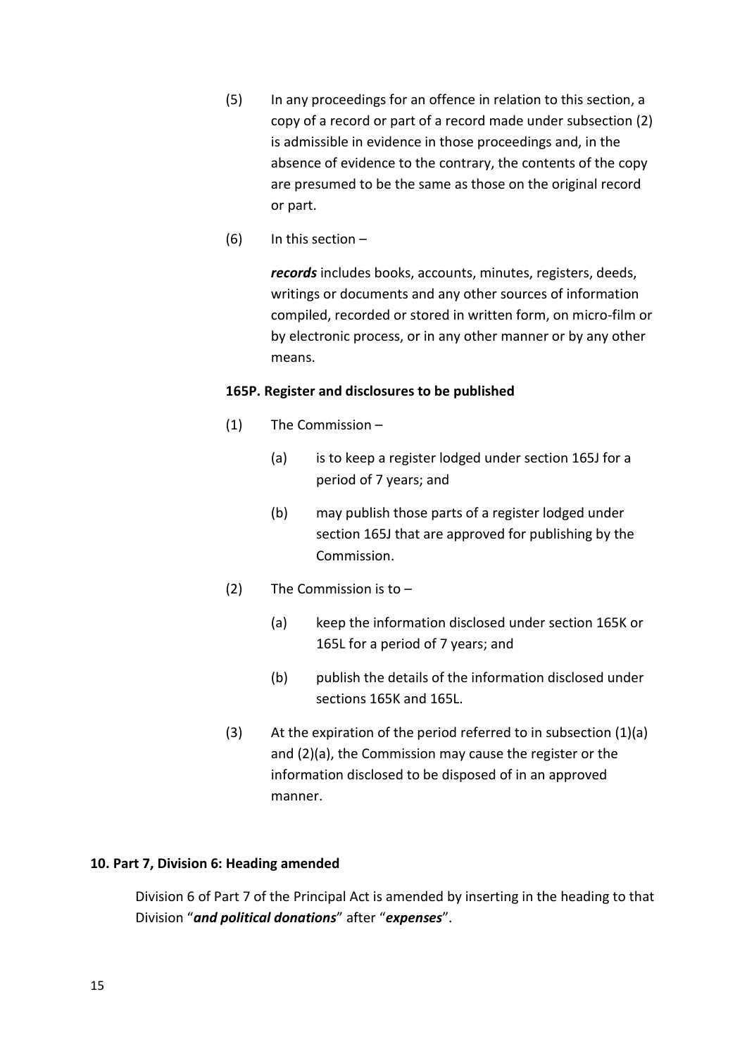(5) In any proceedings for an offence in relation to this section, a copy of a record or part of a record made under subsection (2) is admissible in evidence in those proceedings and, in the absence of evidence to the contrary, the contents of the copy are presumed to be the same as those on the original record or part.

(6) In this section –

***records*** includes books, accounts, minutes, registers, deeds, writings or documents and any other sources of information compiled, recorded or stored in written form, on micro-film or by electronic process, or in any other manner or by any other means.

**165P. Register and disclosures to be published**

(1) The Commission –

(a) is to keep a register lodged under section 165J for a period of 7 years; and

(b) may publish those parts of a register lodged under section 165J that are approved for publishing by the Commission.

(2) The Commission is to –

(a) keep the information disclosed under section 165K or 165L for a period of 7 years; and

(b) publish the details of the information disclosed under sections 165K and 165L.

(3) At the expiration of the period referred to in subsection (1)(a) and (2)(a), the Commission may cause the register or the information disclosed to be disposed of in an approved manner.

**10. Part 7, Division 6: Heading amended**

Division 6 of Part 7 of the Principal Act is amended by inserting in the heading to that Division "***and political donations***" after "***expenses***".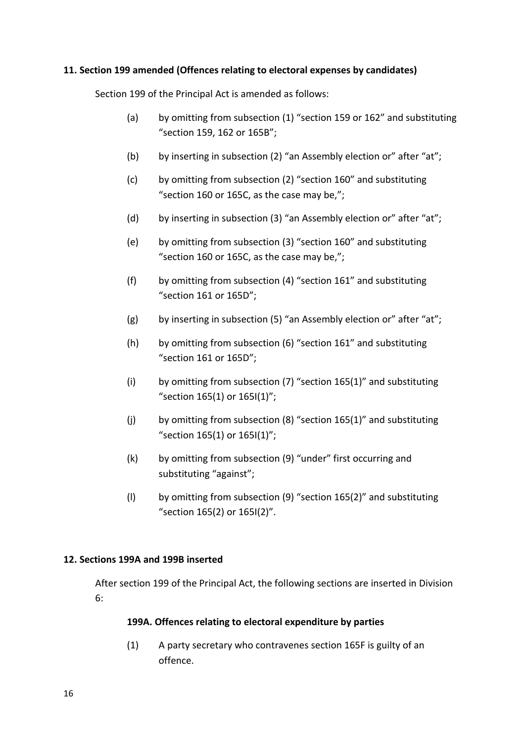**11. Section 199 amended (Offences relating to electoral expenses by candidates)**

Section 199 of the Principal Act is amended as follows:

(a) by omitting from subsection (1) "section 159 or 162" and substituting "section 159, 162 or 165B";

(b) by inserting in subsection (2) "an Assembly election or" after "at";

(c) by omitting from subsection (2) "section 160" and substituting "section 160 or 165C, as the case may be,";

(d) by inserting in subsection (3) "an Assembly election or" after "at";

(e) by omitting from subsection (3) "section 160" and substituting "section 160 or 165C, as the case may be,";

(f) by omitting from subsection (4) "section 161" and substituting "section 161 or 165D";

(g) by inserting in subsection (5) "an Assembly election or" after "at";

(h) by omitting from subsection (6) "section 161" and substituting "section 161 or 165D";

(i) by omitting from subsection (7) "section 165(1)" and substituting "section 165(1) or 165I(1)";

(j) by omitting from subsection (8) "section 165(1)" and substituting "section 165(1) or 165I(1)";

(k) by omitting from subsection (9) "under" first occurring and substituting "against";

(l) by omitting from subsection (9) "section 165(2)" and substituting "section 165(2) or 165I(2)".

**12. Sections 199A and 199B inserted**

After section 199 of the Principal Act, the following sections are inserted in Division 6:

**199A. Offences relating to electoral expenditure by parties**

(1) A party secretary who contravenes section 165F is guilty of an offence.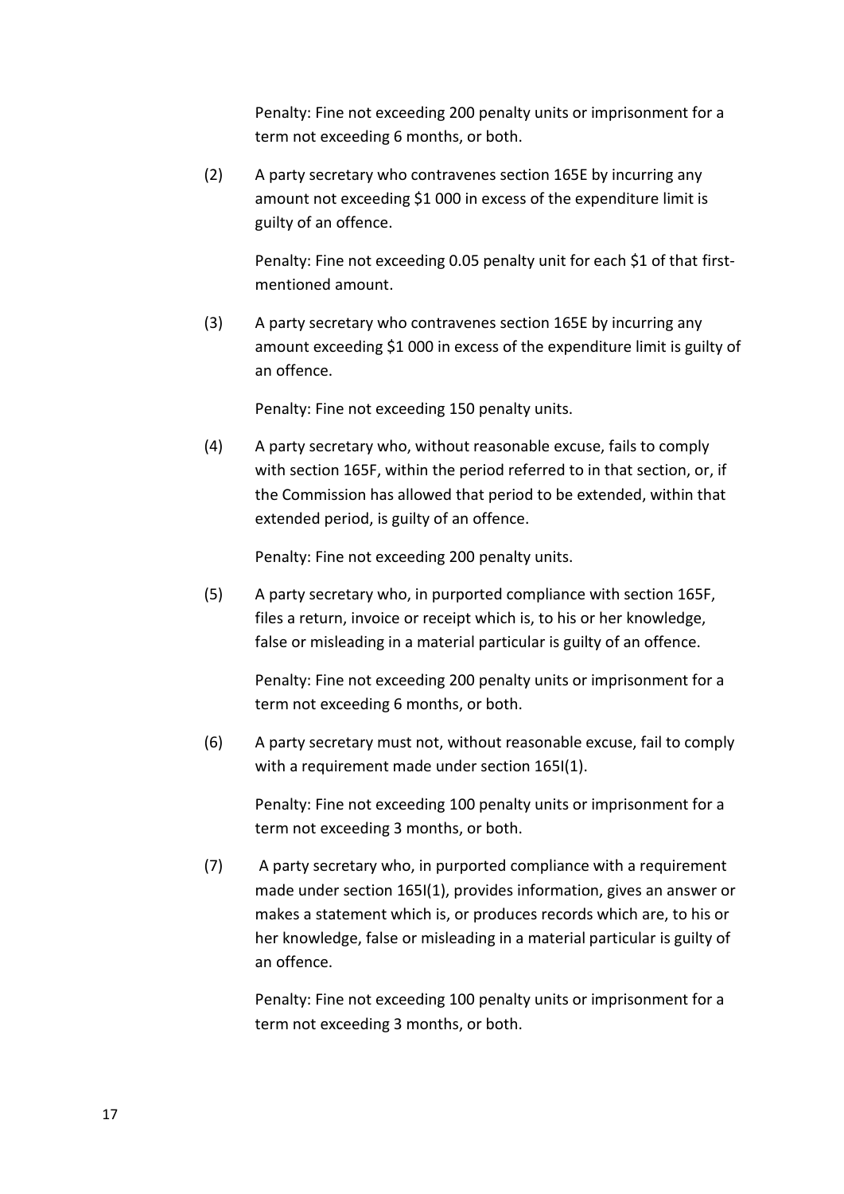Penalty: Fine not exceeding 200 penalty units or imprisonment for a term not exceeding 6 months, or both.

(2) A party secretary who contravenes section 165E by incurring any amount not exceeding $1 000 in excess of the expenditure limit is guilty of an offence.

Penalty: Fine not exceeding 0.05 penalty unit for each $1 of that first-mentioned amount.

(3) A party secretary who contravenes section 165E by incurring any amount exceeding $1 000 in excess of the expenditure limit is guilty of an offence.

Penalty: Fine not exceeding 150 penalty units.

(4) A party secretary who, without reasonable excuse, fails to comply with section 165F, within the period referred to in that section, or, if the Commission has allowed that period to be extended, within that extended period, is guilty of an offence.

Penalty: Fine not exceeding 200 penalty units.

(5) A party secretary who, in purported compliance with section 165F, files a return, invoice or receipt which is, to his or her knowledge, false or misleading in a material particular is guilty of an offence.

Penalty: Fine not exceeding 200 penalty units or imprisonment for a term not exceeding 6 months, or both.

(6) A party secretary must not, without reasonable excuse, fail to comply with a requirement made under section 165I(1).

Penalty: Fine not exceeding 100 penalty units or imprisonment for a term not exceeding 3 months, or both.

(7) A party secretary who, in purported compliance with a requirement made under section 165I(1), provides information, gives an answer or makes a statement which is, or produces records which are, to his or her knowledge, false or misleading in a material particular is guilty of an offence.

Penalty: Fine not exceeding 100 penalty units or imprisonment for a term not exceeding 3 months, or both.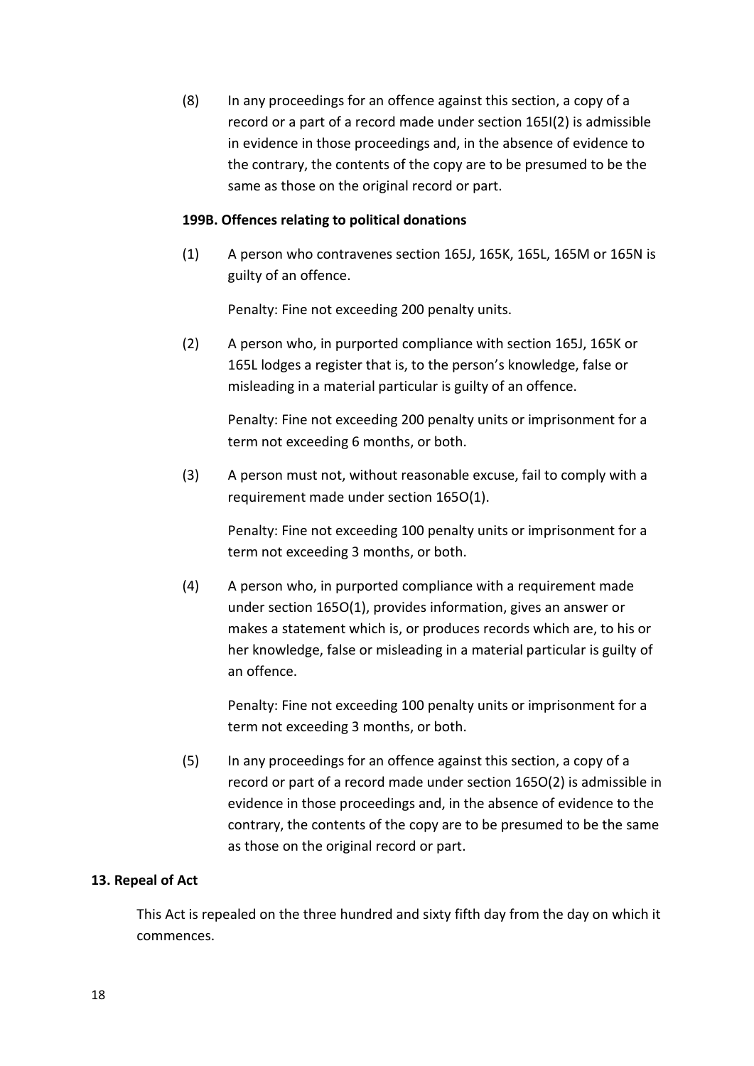(8) In any proceedings for an offence against this section, a copy of a record or a part of a record made under section 165I(2) is admissible in evidence in those proceedings and, in the absence of evidence to the contrary, the contents of the copy are to be presumed to be the same as those on the original record or part.

**199B. Offences relating to political donations**

(1) A person who contravenes section 165J, 165K, 165L, 165M or 165N is guilty of an offence.

Penalty: Fine not exceeding 200 penalty units.

(2) A person who, in purported compliance with section 165J, 165K or 165L lodges a register that is, to the person's knowledge, false or misleading in a material particular is guilty of an offence.

Penalty: Fine not exceeding 200 penalty units or imprisonment for a term not exceeding 6 months, or both.

(3) A person must not, without reasonable excuse, fail to comply with a requirement made under section 165O(1).

Penalty: Fine not exceeding 100 penalty units or imprisonment for a term not exceeding 3 months, or both.

(4) A person who, in purported compliance with a requirement made under section 165O(1), provides information, gives an answer or makes a statement which is, or produces records which are, to his or her knowledge, false or misleading in a material particular is guilty of an offence.

Penalty: Fine not exceeding 100 penalty units or imprisonment for a term not exceeding 3 months, or both.

(5) In any proceedings for an offence against this section, a copy of a record or part of a record made under section 165O(2) is admissible in evidence in those proceedings and, in the absence of evidence to the contrary, the contents of the copy are to be presumed to be the same as those on the original record or part.

**13. Repeal of Act**

This Act is repealed on the three hundred and sixty fifth day from the day on which it commences.